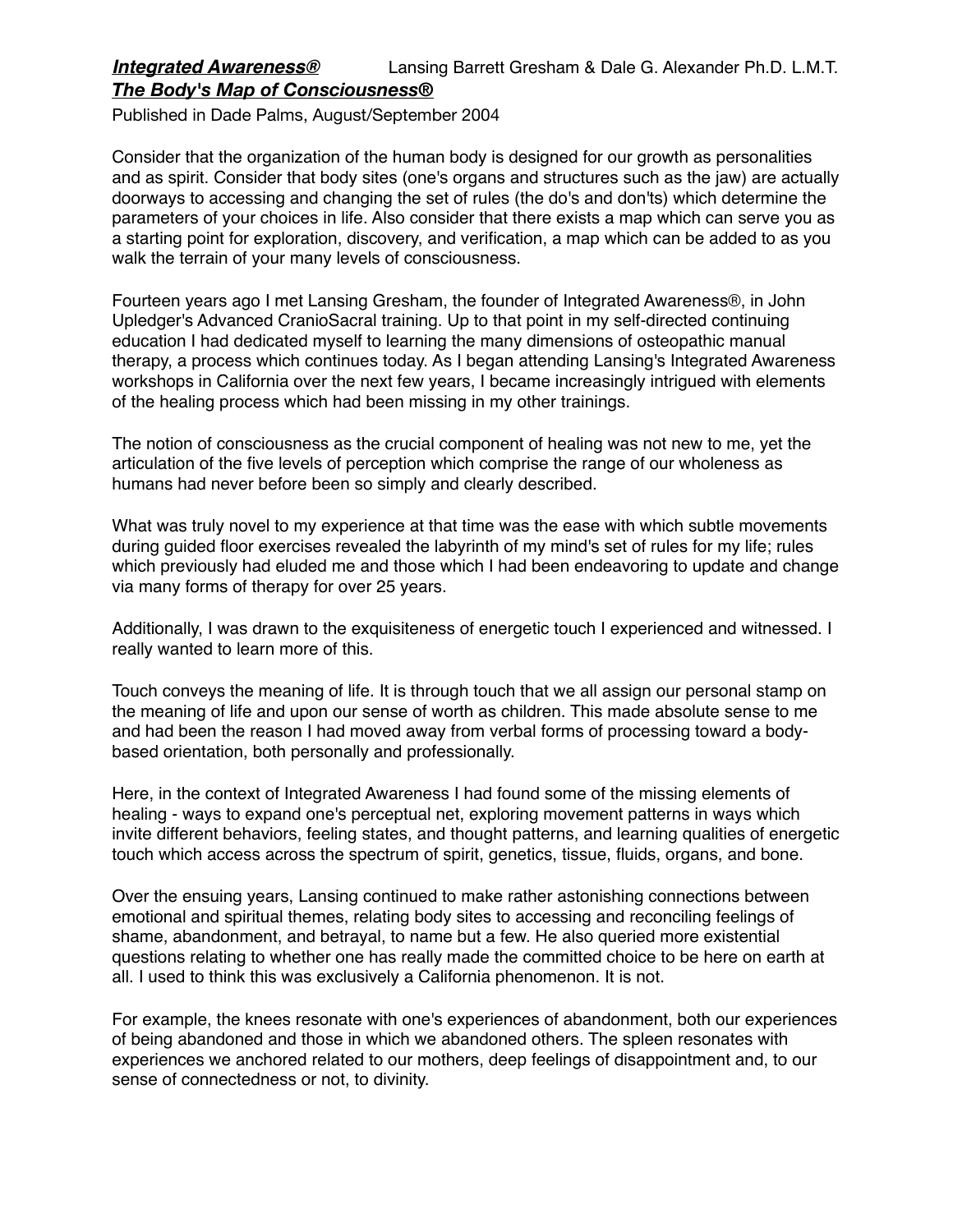***Integrated Awareness®*** Lansing Barrett Gresham & Dale G. Alexander Ph.D. L.M.T.
***The Body's Map of Consciousness®***

Published in Dade Palms, August/September 2004

Consider that the organization of the human body is designed for our growth as personalities and as spirit. Consider that body sites (one's organs and structures such as the jaw) are actually doorways to accessing and changing the set of rules (the do's and don'ts) which determine the parameters of your choices in life. Also consider that there exists a map which can serve you as a starting point for exploration, discovery, and verification, a map which can be added to as you walk the terrain of your many levels of consciousness.

Fourteen years ago I met Lansing Gresham, the founder of Integrated Awareness®, in John Upledger's Advanced CranioSacral training. Up to that point in my self-directed continuing education I had dedicated myself to learning the many dimensions of osteopathic manual therapy, a process which continues today. As I began attending Lansing's Integrated Awareness workshops in California over the next few years, I became increasingly intrigued with elements of the healing process which had been missing in my other trainings.

The notion of consciousness as the crucial component of healing was not new to me, yet the articulation of the five levels of perception which comprise the range of our wholeness as humans had never before been so simply and clearly described.

What was truly novel to my experience at that time was the ease with which subtle movements during guided floor exercises revealed the labyrinth of my mind's set of rules for my life; rules which previously had eluded me and those which I had been endeavoring to update and change via many forms of therapy for over 25 years.

Additionally, I was drawn to the exquisiteness of energetic touch I experienced and witnessed. I really wanted to learn more of this.

Touch conveys the meaning of life. It is through touch that we all assign our personal stamp on the meaning of life and upon our sense of worth as children. This made absolute sense to me and had been the reason I had moved away from verbal forms of processing toward a body-based orientation, both personally and professionally.

Here, in the context of Integrated Awareness I had found some of the missing elements of healing - ways to expand one's perceptual net, exploring movement patterns in ways which invite different behaviors, feeling states, and thought patterns, and learning qualities of energetic touch which access across the spectrum of spirit, genetics, tissue, fluids, organs, and bone.

Over the ensuing years, Lansing continued to make rather astonishing connections between emotional and spiritual themes, relating body sites to accessing and reconciling feelings of shame, abandonment, and betrayal, to name but a few. He also queried more existential questions relating to whether one has really made the committed choice to be here on earth at all. I used to think this was exclusively a California phenomenon. It is not.

For example, the knees resonate with one's experiences of abandonment, both our experiences of being abandoned and those in which we abandoned others. The spleen resonates with experiences we anchored related to our mothers, deep feelings of disappointment and, to our sense of connectedness or not, to divinity.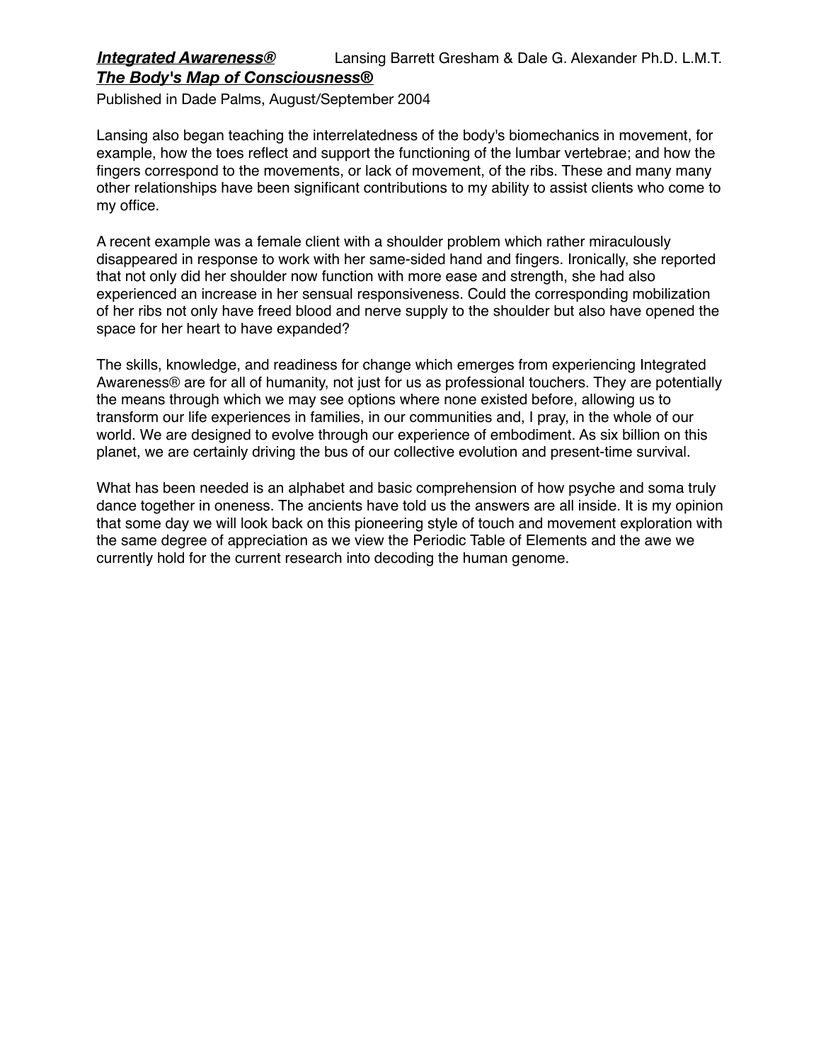Lansing also began teaching the interrelatedness of the body's biomechanics in movement, for example, how the toes reflect and support the functioning of the lumbar vertebrae; and how the fingers correspond to the movements, or lack of movement, of the ribs. These and many many other relationships have been significant contributions to my ability to assist clients who come to my office.

A recent example was a female client with a shoulder problem which rather miraculously disappeared in response to work with her same-sided hand and fingers. Ironically, she reported that not only did her shoulder now function with more ease and strength, she had also experienced an increase in her sensual responsiveness. Could the corresponding mobilization of her ribs not only have freed blood and nerve supply to the shoulder but also have opened the space for her heart to have expanded?

The skills, knowledge, and readiness for change which emerges from experiencing Integrated Awareness® are for all of humanity, not just for us as professional touchers. They are potentially the means through which we may see options where none existed before, allowing us to transform our life experiences in families, in our communities and, I pray, in the whole of our world. We are designed to evolve through our experience of embodiment. As six billion on this planet, we are certainly driving the bus of our collective evolution and present-time survival.

What has been needed is an alphabet and basic comprehension of how psyche and soma truly dance together in oneness. The ancients have told us the answers are all inside. It is my opinion that some day we will look back on this pioneering style of touch and movement exploration with the same degree of appreciation as we view the Periodic Table of Elements and the awe we currently hold for the current research into decoding the human genome.